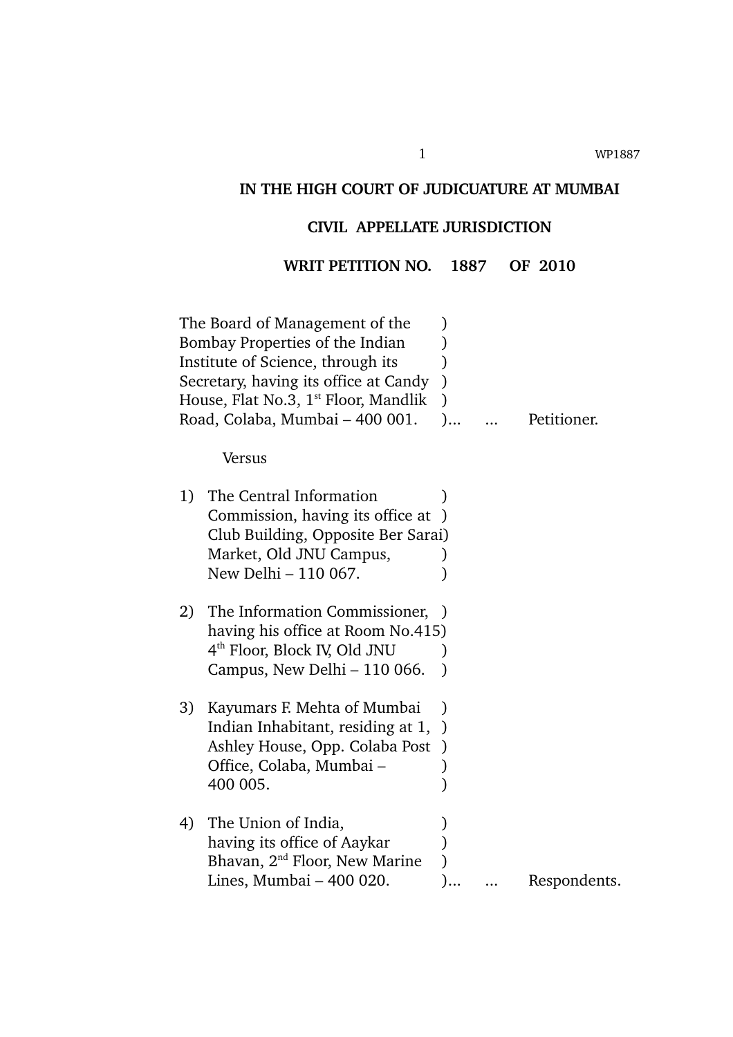**IN THE HIGH COURT OF JUDICUATURE AT MUMBAI**

**CIVIL APPELLATE JURISDICTION**

**WRIT PETITION NO. 1887 OF 2010**

The Board of Management of the Bombay Properties of the Indian Institute of Science, through its Secretary, having its office at Candy House, Flat No.3, 1st Floor, Mandlik Road, Colaba, Mumbai – 400 001. )... ... Petitioner.

Versus

1) The Central Information Commission, having its office at Club Building, Opposite Ber Sarai Market, Old JNU Campus, New Delhi – 110 067. )

2) The Information Commissioner, having his office at Room No.415 4th Floor, Block IV, Old JNU Campus, New Delhi – 110 066. )

3) Kayumars F. Mehta of Mumbai Indian Inhabitant, residing at 1, Ashley House, Opp. Colaba Post Office, Colaba, Mumbai – 400 005. )

4) The Union of India, having its office of Aaykar Bhavan, 2nd Floor, New Marine Lines, Mumbai – 400 020. )... ... Respondents.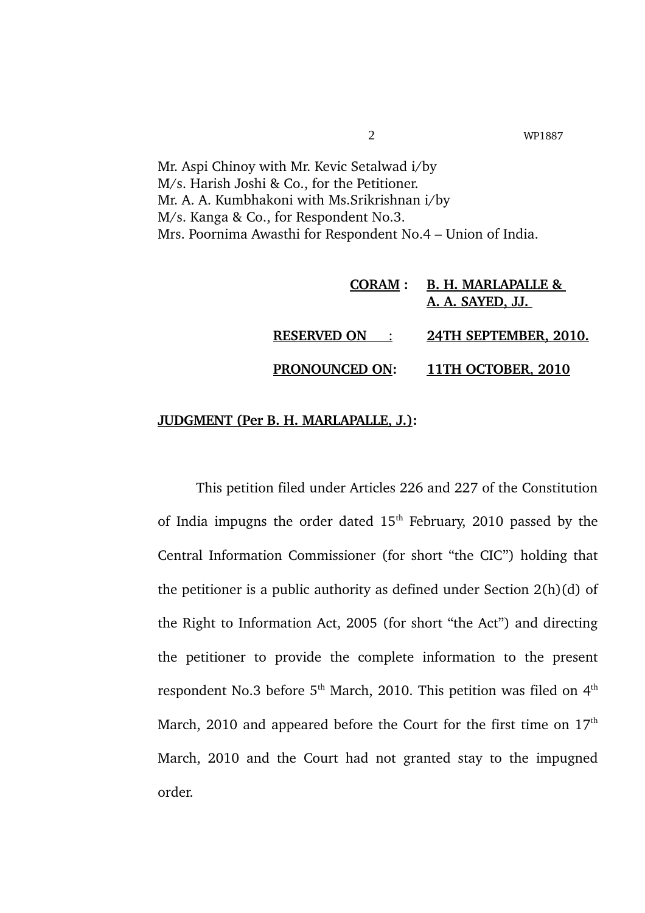Mr. Aspi Chinoy with Mr. Kevic Setalwad i/by
M/s. Harish Joshi & Co., for the Petitioner.
Mr. A. A. Kumbhakoni with Ms.Srikrishnan i/by
M/s. Kanga & Co., for Respondent No.3.
Mrs. Poornima Awasthi for Respondent No.4 – Union of India.

**CORAM : B. H. MARLAPALLE & A. A. SAYED, JJ.**

**RESERVED ON : 24TH SEPTEMBER, 2010.**

**PRONOUNCED ON: 11TH OCTOBER, 2010**

**JUDGMENT (Per B. H. MARLAPALLE, J.):**

This petition filed under Articles 226 and 227 of the Constitution of India impugns the order dated 15th February, 2010 passed by the Central Information Commissioner (for short "the CIC") holding that the petitioner is a public authority as defined under Section 2(h)(d) of the Right to Information Act, 2005 (for short "the Act") and directing the petitioner to provide the complete information to the present respondent No.3 before 5th March, 2010. This petition was filed on 4th March, 2010 and appeared before the Court for the first time on 17th March, 2010 and the Court had not granted stay to the impugned order.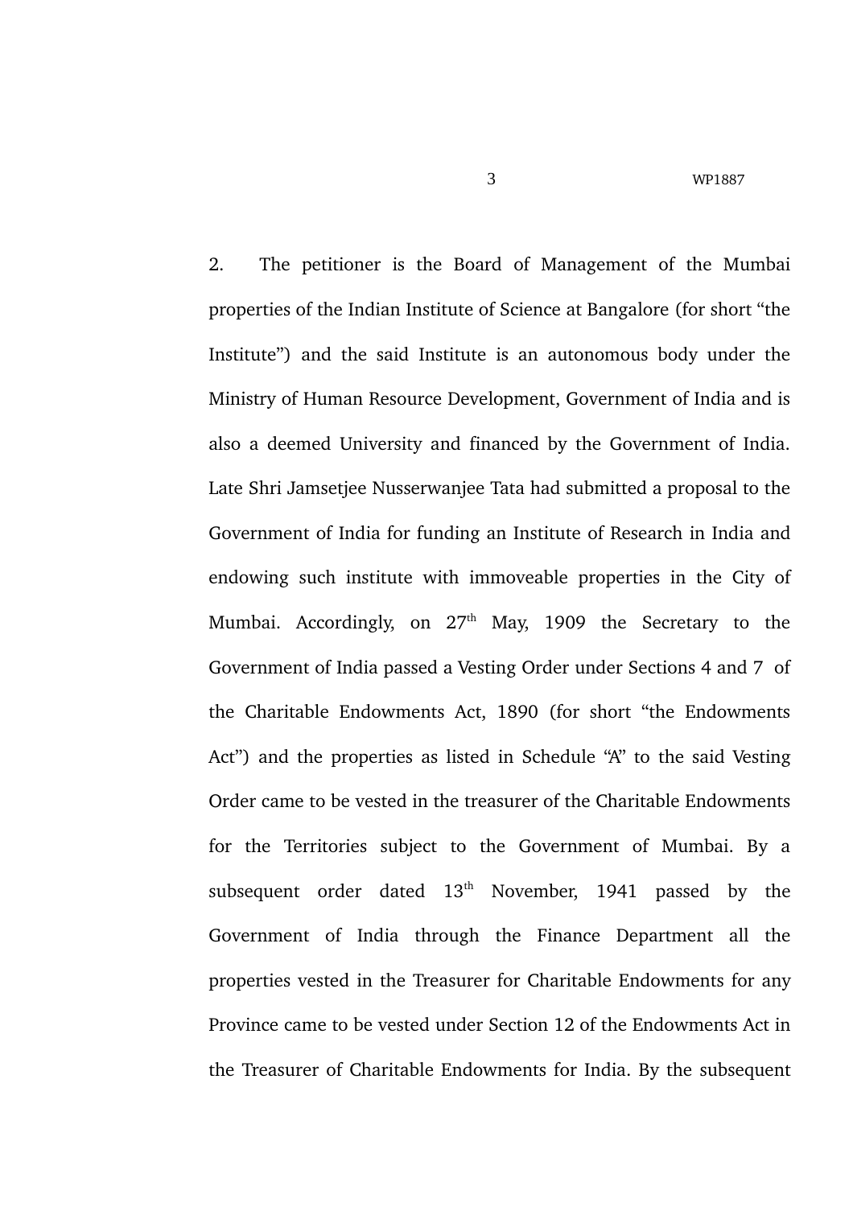2. The petitioner is the Board of Management of the Mumbai properties of the Indian Institute of Science at Bangalore (for short "the Institute") and the said Institute is an autonomous body under the Ministry of Human Resource Development, Government of India and is also a deemed University and financed by the Government of India. Late Shri Jamsetjee Nusserwanjee Tata had submitted a proposal to the Government of India for funding an Institute of Research in India and endowing such institute with immoveable properties in the City of Mumbai. Accordingly, on 27th May, 1909 the Secretary to the Government of India passed a Vesting Order under Sections 4 and 7 of the Charitable Endowments Act, 1890 (for short "the Endowments Act") and the properties as listed in Schedule "A" to the said Vesting Order came to be vested in the treasurer of the Charitable Endowments for the Territories subject to the Government of Mumbai. By a subsequent order dated 13th November, 1941 passed by the Government of India through the Finance Department all the properties vested in the Treasurer for Charitable Endowments for any Province came to be vested under Section 12 of the Endowments Act in the Treasurer of Charitable Endowments for India. By the subsequent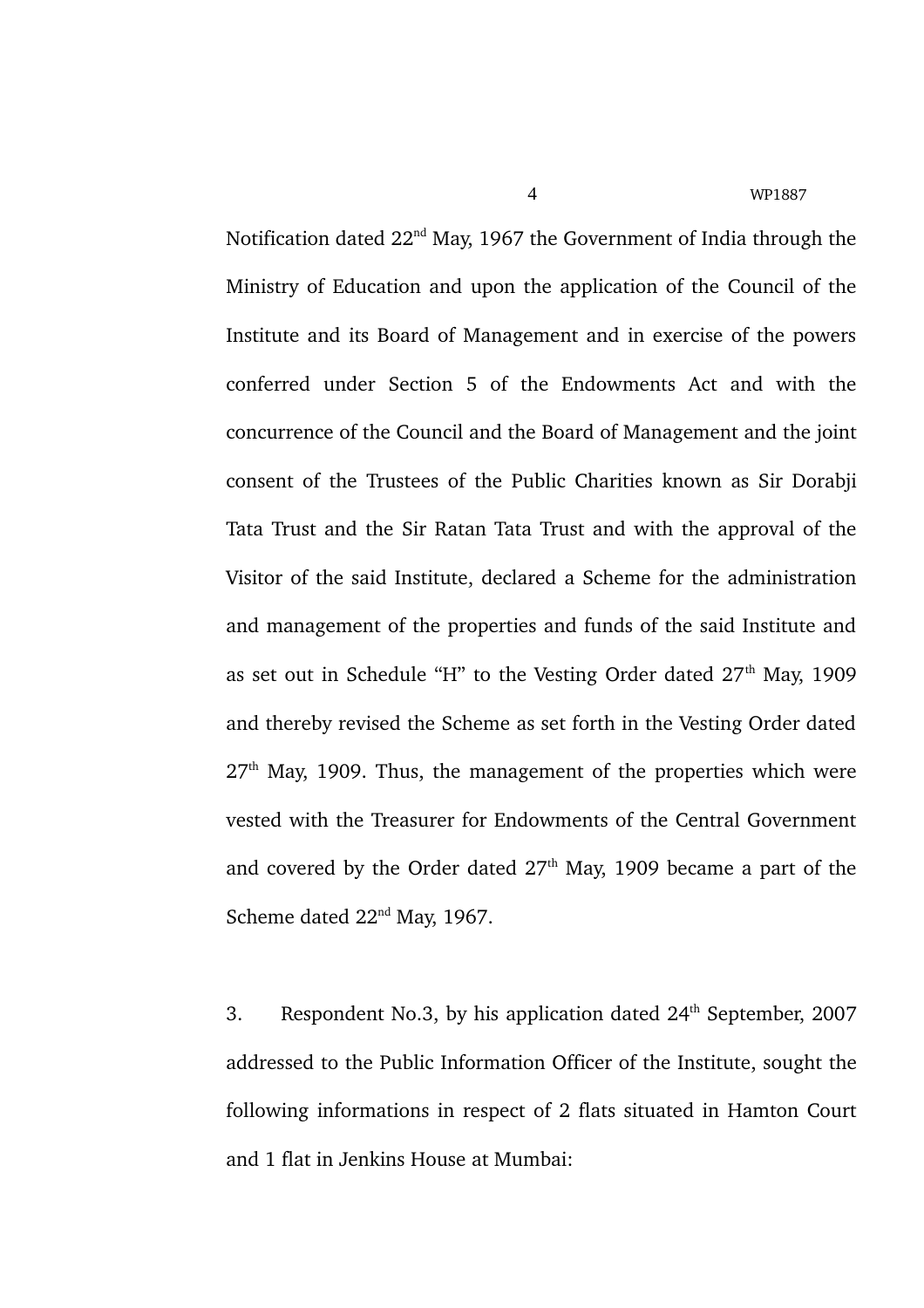Notification dated 22nd May, 1967 the Government of India through the Ministry of Education and upon the application of the Council of the Institute and its Board of Management and in exercise of the powers conferred under Section 5 of the Endowments Act and with the concurrence of the Council and the Board of Management and the joint consent of the Trustees of the Public Charities known as Sir Dorabji Tata Trust and the Sir Ratan Tata Trust and with the approval of the Visitor of the said Institute, declared a Scheme for the administration and management of the properties and funds of the said Institute and as set out in Schedule "H" to the Vesting Order dated 27th May, 1909 and thereby revised the Scheme as set forth in the Vesting Order dated 27th May, 1909. Thus, the management of the properties which were vested with the Treasurer for Endowments of the Central Government and covered by the Order dated 27th May, 1909 became a part of the Scheme dated 22nd May, 1967.

3. Respondent No.3, by his application dated 24th September, 2007 addressed to the Public Information Officer of the Institute, sought the following informations in respect of 2 flats situated in Hamton Court and 1 flat in Jenkins House at Mumbai: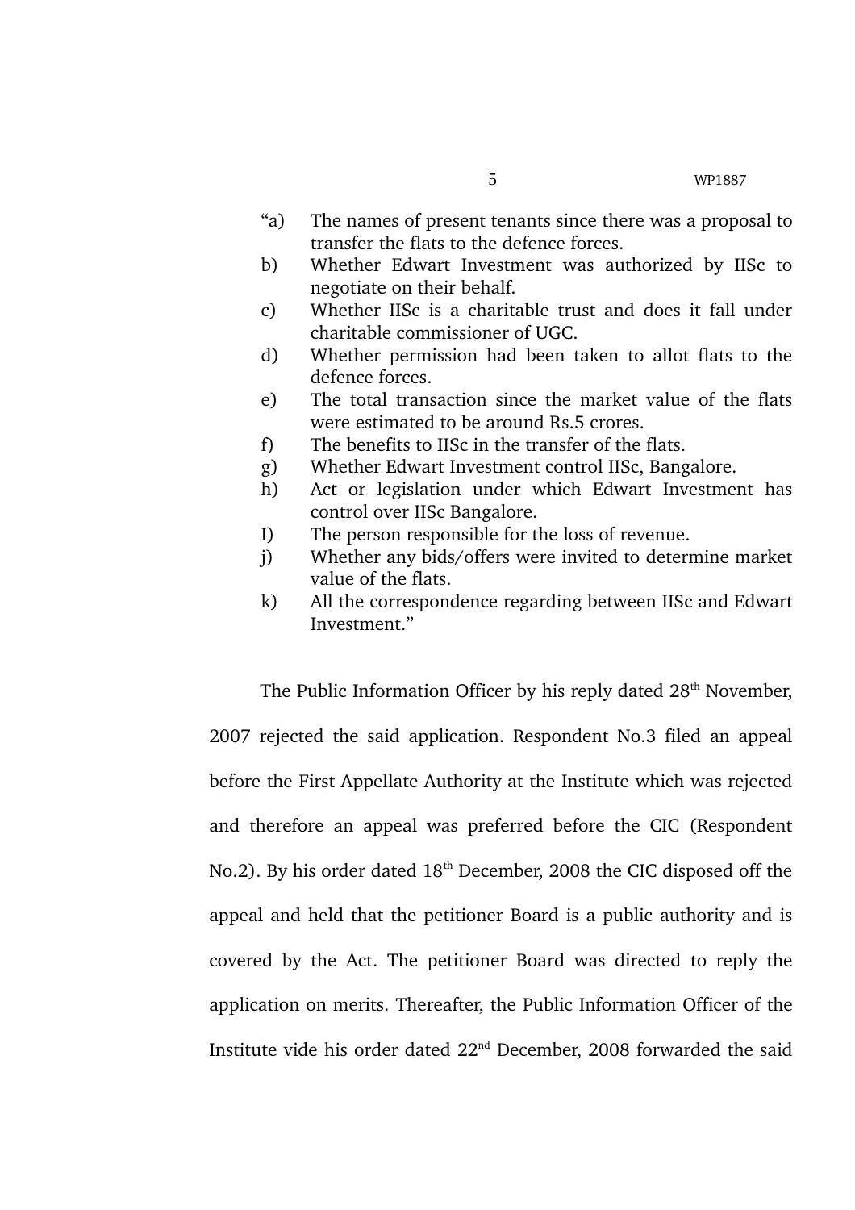"a) The names of present tenants since there was a proposal to transfer the flats to the defence forces.

b) Whether Edwart Investment was authorized by IISc to negotiate on their behalf.

c) Whether IISc is a charitable trust and does it fall under charitable commissioner of UGC.

d) Whether permission had been taken to allot flats to the defence forces.

e) The total transaction since the market value of the flats were estimated to be around Rs.5 crores.

f) The benefits to IISc in the transfer of the flats.

g) Whether Edwart Investment control IISc, Bangalore.

h) Act or legislation under which Edwart Investment has control over IISc Bangalore.

I) The person responsible for the loss of revenue.

j) Whether any bids/offers were invited to determine market value of the flats.

k) All the correspondence regarding between IISc and Edwart Investment."

The Public Information Officer by his reply dated 28th November, 2007 rejected the said application. Respondent No.3 filed an appeal before the First Appellate Authority at the Institute which was rejected and therefore an appeal was preferred before the CIC (Respondent No.2). By his order dated 18th December, 2008 the CIC disposed off the appeal and held that the petitioner Board is a public authority and is covered by the Act. The petitioner Board was directed to reply the application on merits. Thereafter, the Public Information Officer of the Institute vide his order dated 22nd December, 2008 forwarded the said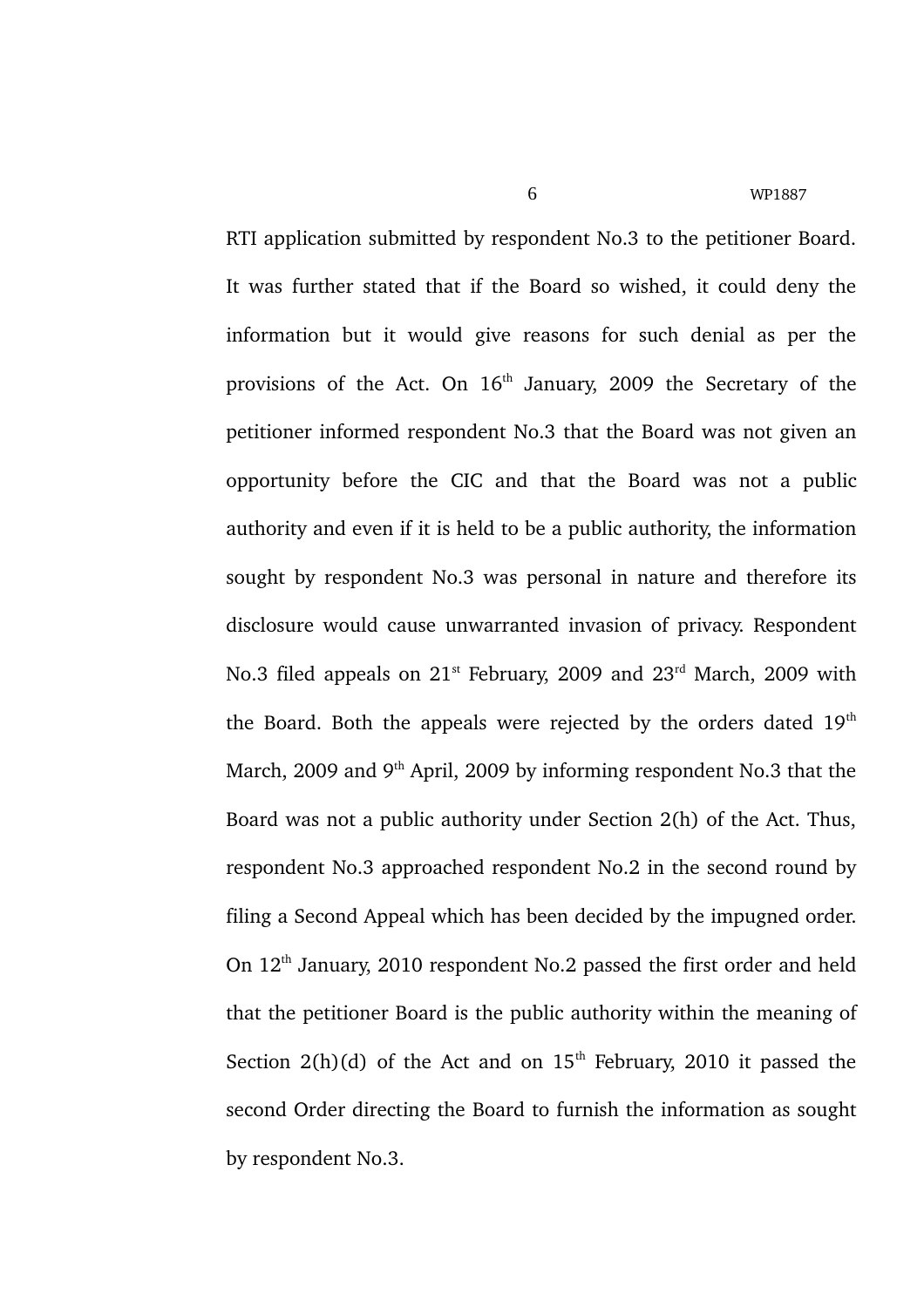RTI application submitted by respondent No.3 to the petitioner Board. It was further stated that if the Board so wished, it could deny the information but it would give reasons for such denial as per the provisions of the Act. On 16th January, 2009 the Secretary of the petitioner informed respondent No.3 that the Board was not given an opportunity before the CIC and that the Board was not a public authority and even if it is held to be a public authority, the information sought by respondent No.3 was personal in nature and therefore its disclosure would cause unwarranted invasion of privacy. Respondent No.3 filed appeals on 21st February, 2009 and 23rd March, 2009 with the Board. Both the appeals were rejected by the orders dated 19th March, 2009 and 9th April, 2009 by informing respondent No.3 that the Board was not a public authority under Section 2(h) of the Act. Thus, respondent No.3 approached respondent No.2 in the second round by filing a Second Appeal which has been decided by the impugned order. On 12th January, 2010 respondent No.2 passed the first order and held that the petitioner Board is the public authority within the meaning of Section 2(h)(d) of the Act and on 15th February, 2010 it passed the second Order directing the Board to furnish the information as sought by respondent No.3.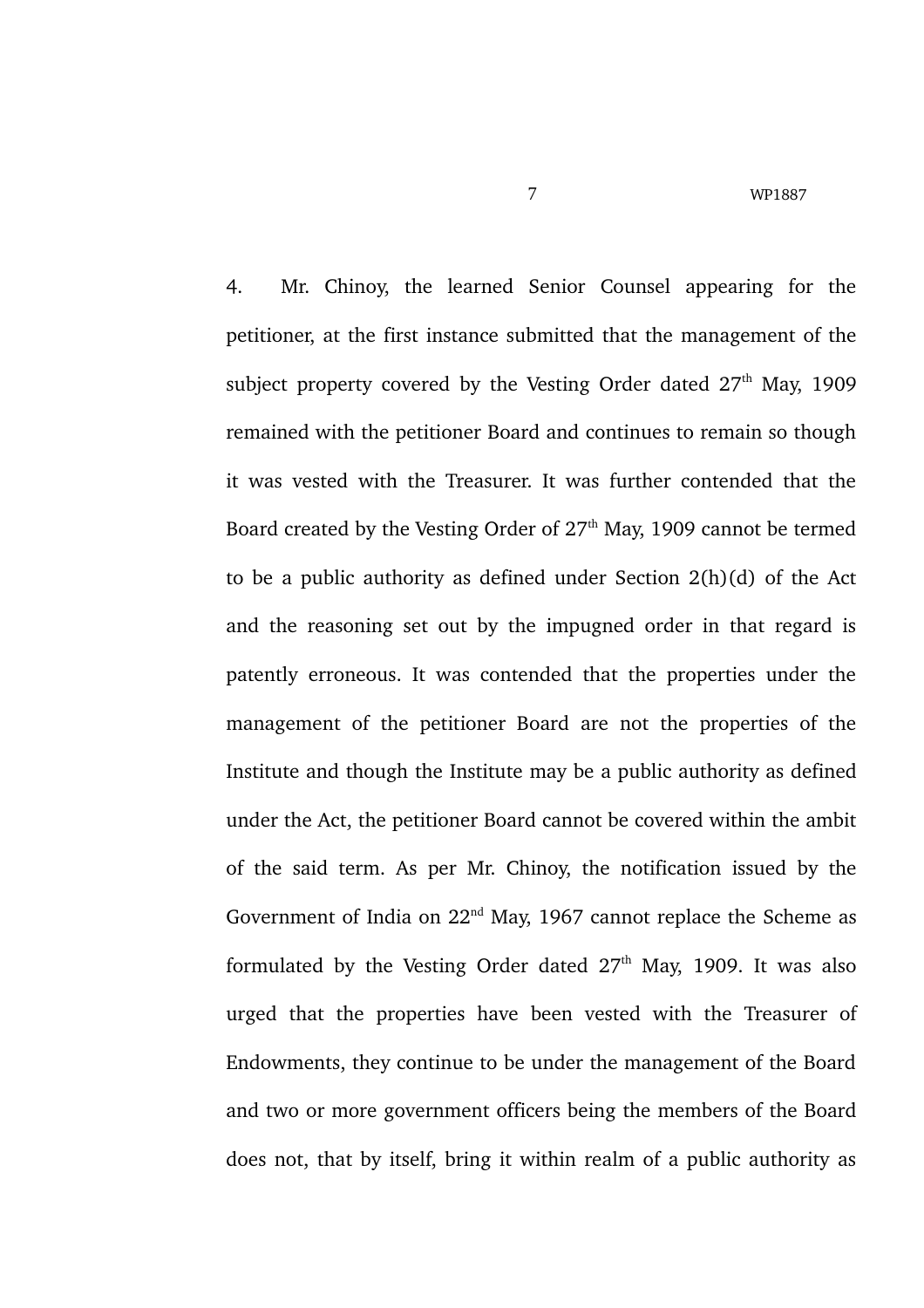4. Mr. Chinoy, the learned Senior Counsel appearing for the petitioner, at the first instance submitted that the management of the subject property covered by the Vesting Order dated 27th May, 1909 remained with the petitioner Board and continues to remain so though it was vested with the Treasurer. It was further contended that the Board created by the Vesting Order of 27th May, 1909 cannot be termed to be a public authority as defined under Section 2(h)(d) of the Act and the reasoning set out by the impugned order in that regard is patently erroneous. It was contended that the properties under the management of the petitioner Board are not the properties of the Institute and though the Institute may be a public authority as defined under the Act, the petitioner Board cannot be covered within the ambit of the said term. As per Mr. Chinoy, the notification issued by the Government of India on 22nd May, 1967 cannot replace the Scheme as formulated by the Vesting Order dated 27th May, 1909. It was also urged that the properties have been vested with the Treasurer of Endowments, they continue to be under the management of the Board and two or more government officers being the members of the Board does not, that by itself, bring it within realm of a public authority as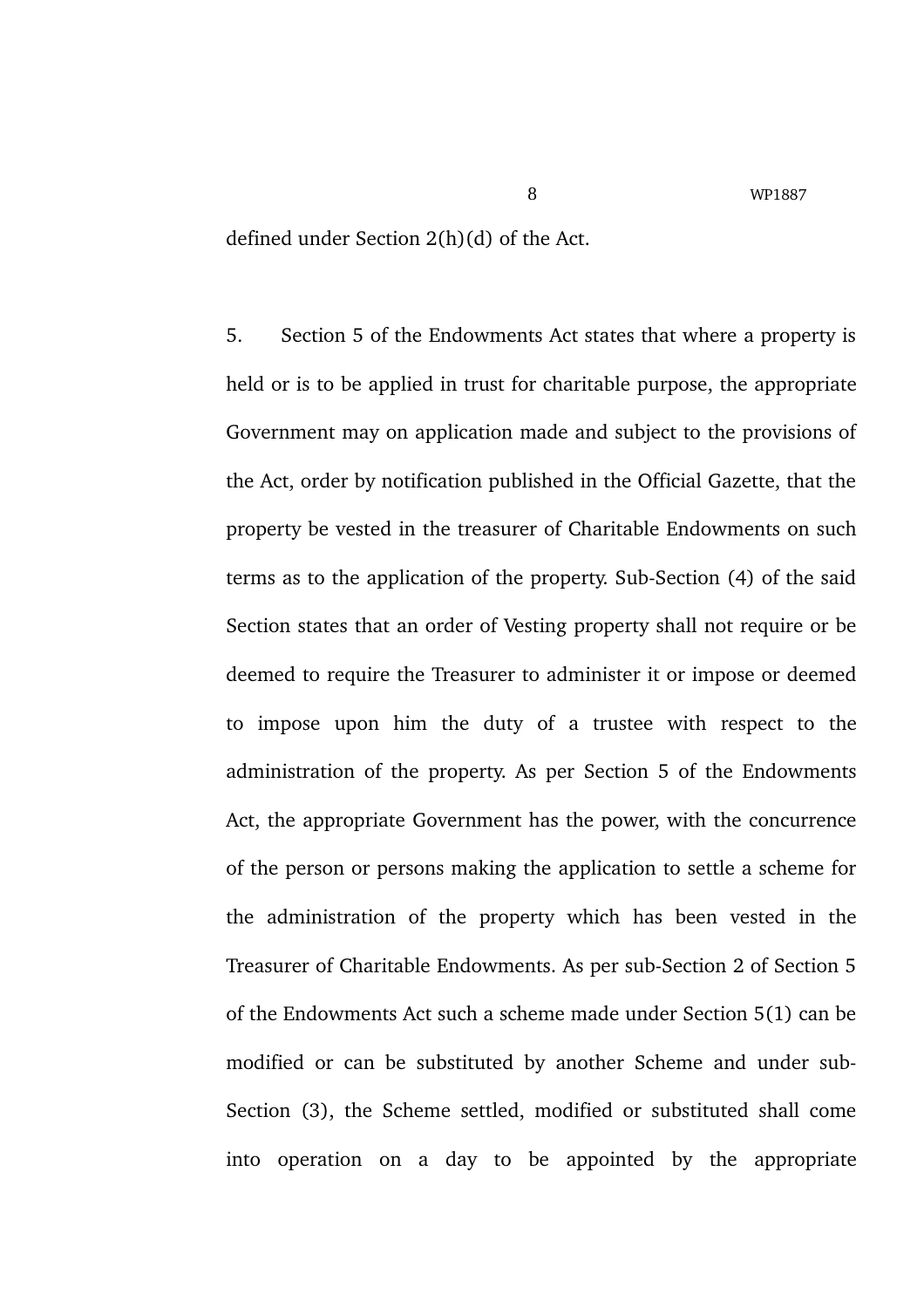defined under Section 2(h)(d) of the Act.

5. Section 5 of the Endowments Act states that where a property is held or is to be applied in trust for charitable purpose, the appropriate Government may on application made and subject to the provisions of the Act, order by notification published in the Official Gazette, that the property be vested in the treasurer of Charitable Endowments on such terms as to the application of the property. Sub-Section (4) of the said Section states that an order of Vesting property shall not require or be deemed to require the Treasurer to administer it or impose or deemed to impose upon him the duty of a trustee with respect to the administration of the property. As per Section 5 of the Endowments Act, the appropriate Government has the power, with the concurrence of the person or persons making the application to settle a scheme for the administration of the property which has been vested in the Treasurer of Charitable Endowments. As per sub-Section 2 of Section 5 of the Endowments Act such a scheme made under Section 5(1) can be modified or can be substituted by another Scheme and under sub-Section (3), the Scheme settled, modified or substituted shall come into operation on a day to be appointed by the appropriate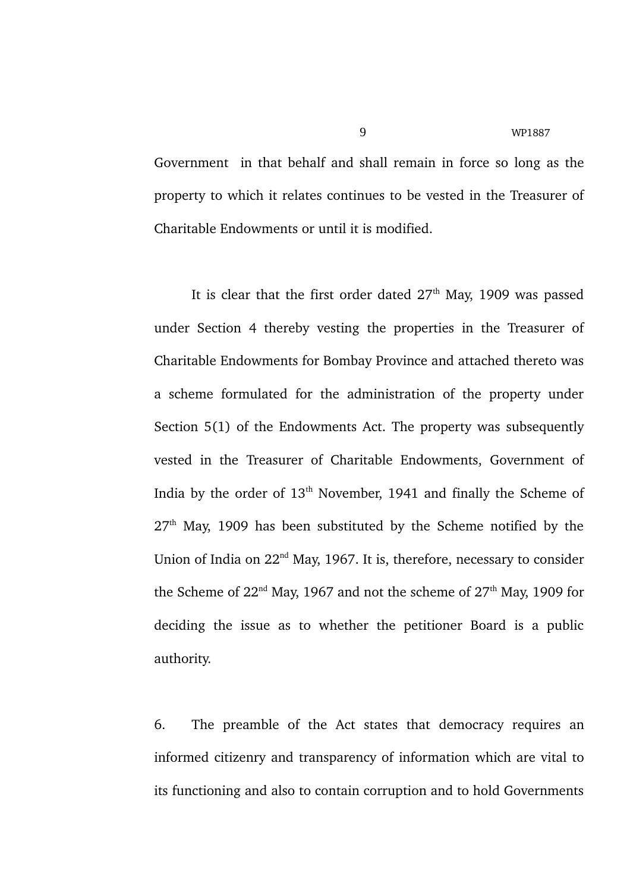Government in that behalf and shall remain in force so long as the property to which it relates continues to be vested in the Treasurer of Charitable Endowments or until it is modified.

It is clear that the first order dated 27th May, 1909 was passed under Section 4 thereby vesting the properties in the Treasurer of Charitable Endowments for Bombay Province and attached thereto was a scheme formulated for the administration of the property under Section 5(1) of the Endowments Act. The property was subsequently vested in the Treasurer of Charitable Endowments, Government of India by the order of 13th November, 1941 and finally the Scheme of 27th May, 1909 has been substituted by the Scheme notified by the Union of India on 22nd May, 1967. It is, therefore, necessary to consider the Scheme of 22nd May, 1967 and not the scheme of 27th May, 1909 for deciding the issue as to whether the petitioner Board is a public authority.

6. The preamble of the Act states that democracy requires an informed citizenry and transparency of information which are vital to its functioning and also to contain corruption and to hold Governments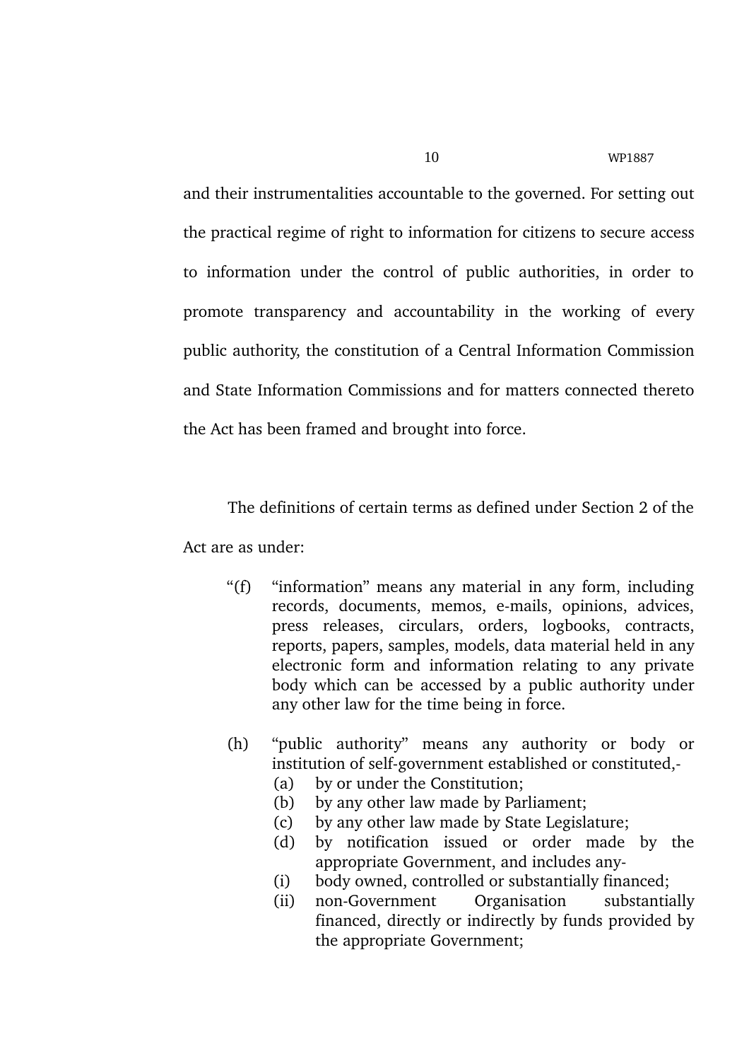and their instrumentalities accountable to the governed. For setting out the practical regime of right to information for citizens to secure access to information under the control of public authorities, in order to promote transparency and accountability in the working of every public authority, the constitution of a Central Information Commission and State Information Commissions and for matters connected thereto the Act has been framed and brought into force.

The definitions of certain terms as defined under Section 2 of the Act are as under:

> "(f) "information" means any material in any form, including records, documents, memos, e-mails, opinions, advices, press releases, circulars, orders, logbooks, contracts, reports, papers, samples, models, data material held in any electronic form and information relating to any private body which can be accessed by a public authority under any other law for the time being in force.
>
> (h) "public authority" means any authority or body or institution of self-government established or constituted,-
>
> (a) by or under the Constitution;
> (b) by any other law made by Parliament;
> (c) by any other law made by State Legislature;
> (d) by notification issued or order made by the appropriate Government, and includes any-
> (i) body owned, controlled or substantially financed;
> (ii) non-Government Organisation substantially financed, directly or indirectly by funds provided by the appropriate Government;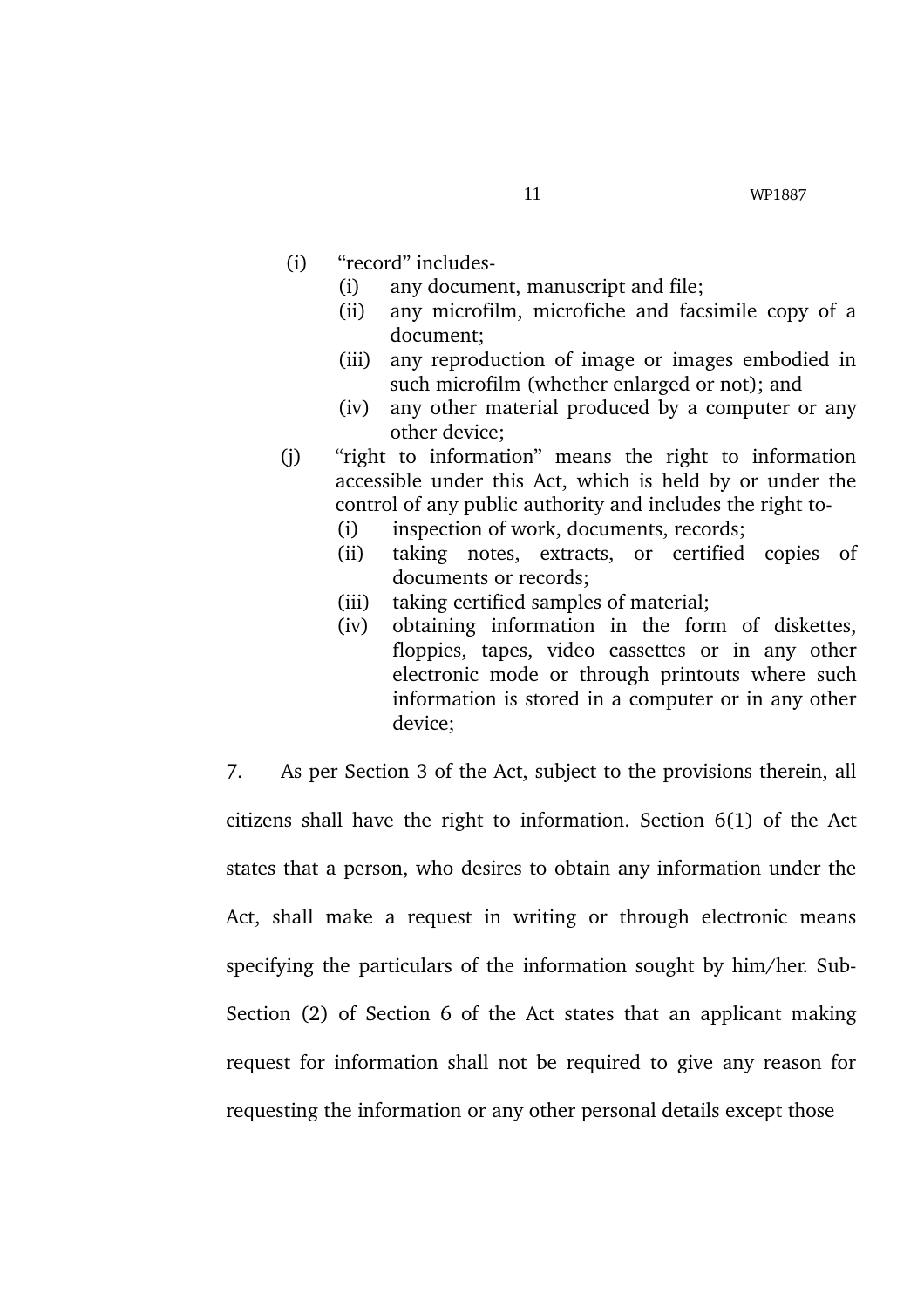(i) "record" includes-

   (i) any document, manuscript and file;
   (ii) any microfilm, microfiche and facsimile copy of a document;
   (iii) any reproduction of image or images embodied in such microfilm (whether enlarged or not); and
   (iv) any other material produced by a computer or any other device;

(j) "right to information" means the right to information accessible under this Act, which is held by or under the control of any public authority and includes the right to-

   (i) inspection of work, documents, records;
   (ii) taking notes, extracts, or certified copies of documents or records;
   (iii) taking certified samples of material;
   (iv) obtaining information in the form of diskettes, floppies, tapes, video cassettes or in any other electronic mode or through printouts where such information is stored in a computer or in any other device;

7. As per Section 3 of the Act, subject to the provisions therein, all citizens shall have the right to information. Section 6(1) of the Act states that a person, who desires to obtain any information under the Act, shall make a request in writing or through electronic means specifying the particulars of the information sought by him/her. Sub-Section (2) of Section 6 of the Act states that an applicant making request for information shall not be required to give any reason for requesting the information or any other personal details except those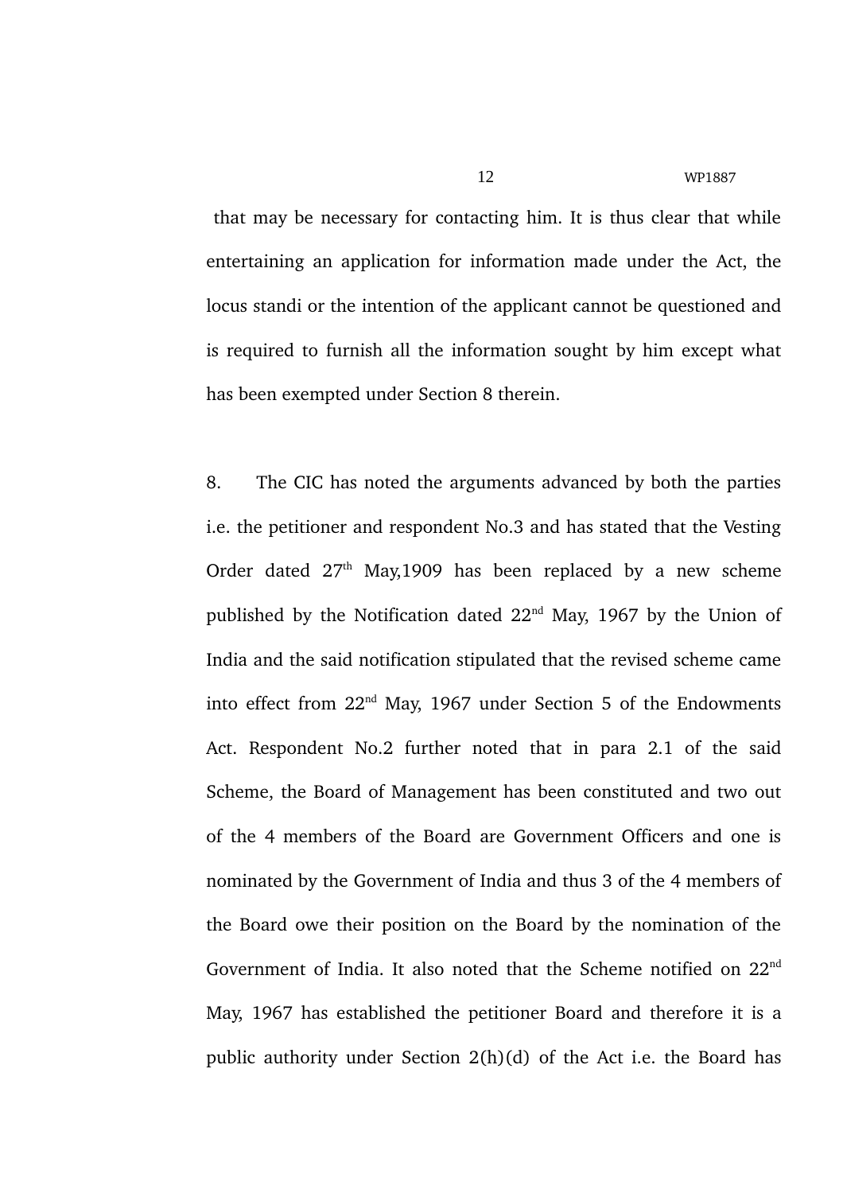that may be necessary for contacting him. It is thus clear that while entertaining an application for information made under the Act, the locus standi or the intention of the applicant cannot be questioned and is required to furnish all the information sought by him except what has been exempted under Section 8 therein.

8. The CIC has noted the arguments advanced by both the parties i.e. the petitioner and respondent No.3 and has stated that the Vesting Order dated 27th May,1909 has been replaced by a new scheme published by the Notification dated 22nd May, 1967 by the Union of India and the said notification stipulated that the revised scheme came into effect from 22nd May, 1967 under Section 5 of the Endowments Act. Respondent No.2 further noted that in para 2.1 of the said Scheme, the Board of Management has been constituted and two out of the 4 members of the Board are Government Officers and one is nominated by the Government of India and thus 3 of the 4 members of the Board owe their position on the Board by the nomination of the Government of India. It also noted that the Scheme notified on 22nd May, 1967 has established the petitioner Board and therefore it is a public authority under Section 2(h)(d) of the Act i.e. the Board has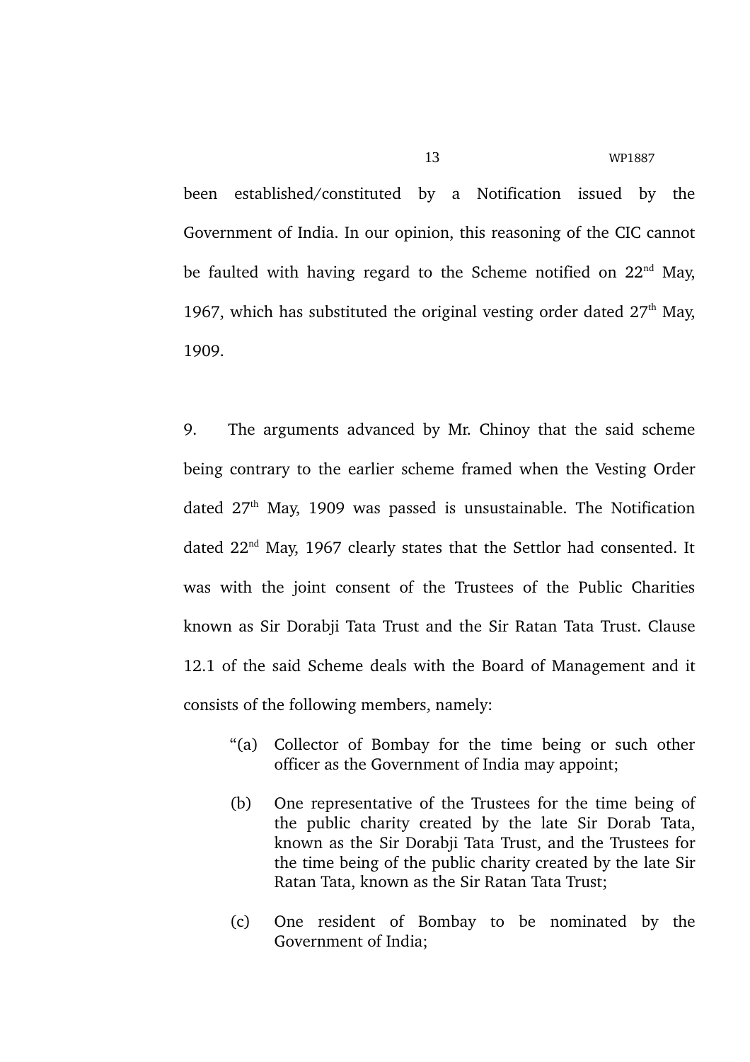been established/constituted by a Notification issued by the Government of India. In our opinion, this reasoning of the CIC cannot be faulted with having regard to the Scheme notified on 22nd May, 1967, which has substituted the original vesting order dated 27th May, 1909.

9. The arguments advanced by Mr. Chinoy that the said scheme being contrary to the earlier scheme framed when the Vesting Order dated 27th May, 1909 was passed is unsustainable. The Notification dated 22nd May, 1967 clearly states that the Settlor had consented. It was with the joint consent of the Trustees of the Public Charities known as Sir Dorabji Tata Trust and the Sir Ratan Tata Trust. Clause 12.1 of the said Scheme deals with the Board of Management and it consists of the following members, namely:

> "(a) Collector of Bombay for the time being or such other officer as the Government of India may appoint;
>
> (b) One representative of the Trustees for the time being of the public charity created by the late Sir Dorab Tata, known as the Sir Dorabji Tata Trust, and the Trustees for the time being of the public charity created by the late Sir Ratan Tata, known as the Sir Ratan Tata Trust;
>
> (c) One resident of Bombay to be nominated by the Government of India;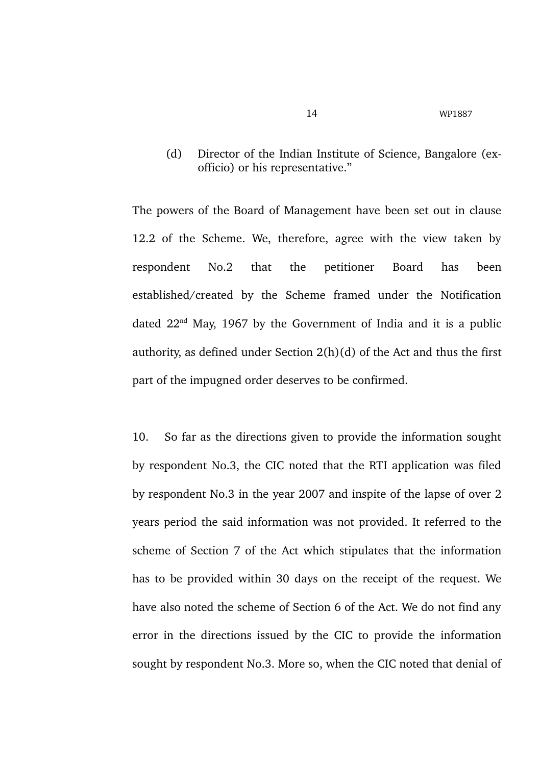(d) Director of the Indian Institute of Science, Bangalore (ex-officio) or his representative."

The powers of the Board of Management have been set out in clause 12.2 of the Scheme. We, therefore, agree with the view taken by respondent No.2 that the petitioner Board has been established/created by the Scheme framed under the Notification dated 22nd May, 1967 by the Government of India and it is a public authority, as defined under Section 2(h)(d) of the Act and thus the first part of the impugned order deserves to be confirmed.

10. So far as the directions given to provide the information sought by respondent No.3, the CIC noted that the RTI application was filed by respondent No.3 in the year 2007 and inspite of the lapse of over 2 years period the said information was not provided. It referred to the scheme of Section 7 of the Act which stipulates that the information has to be provided within 30 days on the receipt of the request. We have also noted the scheme of Section 6 of the Act. We do not find any error in the directions issued by the CIC to provide the information sought by respondent No.3. More so, when the CIC noted that denial of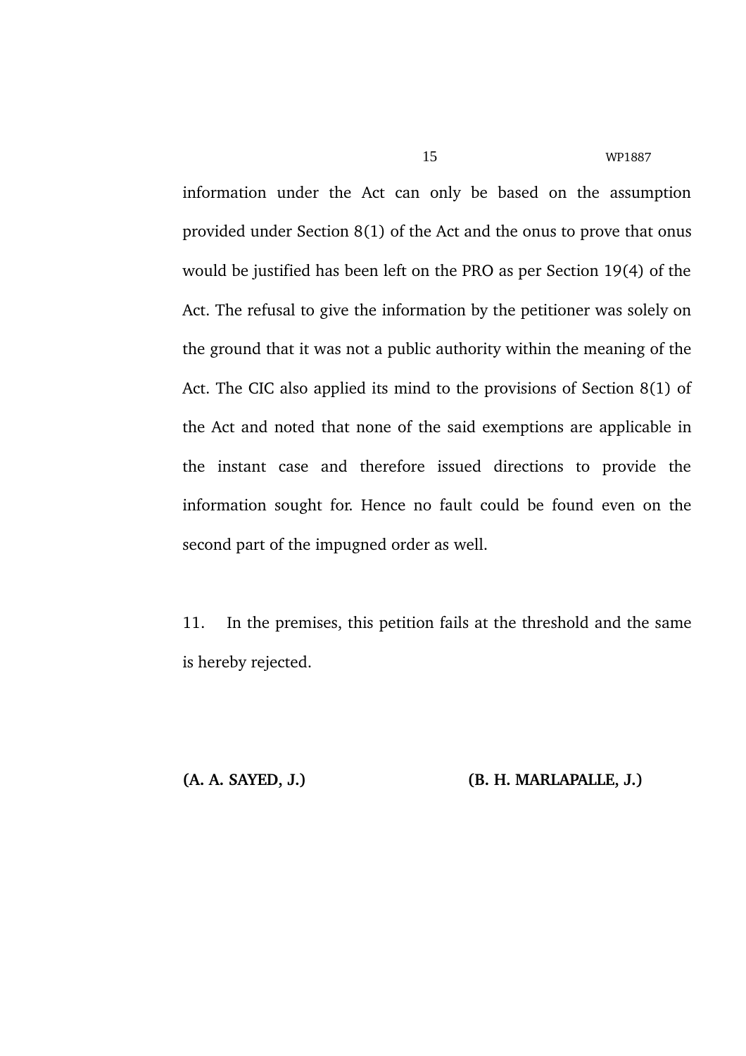information under the Act can only be based on the assumption provided under Section 8(1) of the Act and the onus to prove that onus would be justified has been left on the PRO as per Section 19(4) of the Act. The refusal to give the information by the petitioner was solely on the ground that it was not a public authority within the meaning of the Act. The CIC also applied its mind to the provisions of Section 8(1) of the Act and noted that none of the said exemptions are applicable in the instant case and therefore issued directions to provide the information sought for. Hence no fault could be found even on the second part of the impugned order as well.

11. In the premises, this petition fails at the threshold and the same is hereby rejected.

**(A. A. SAYED, J.)** **(B. H. MARLAPALLE, J.)**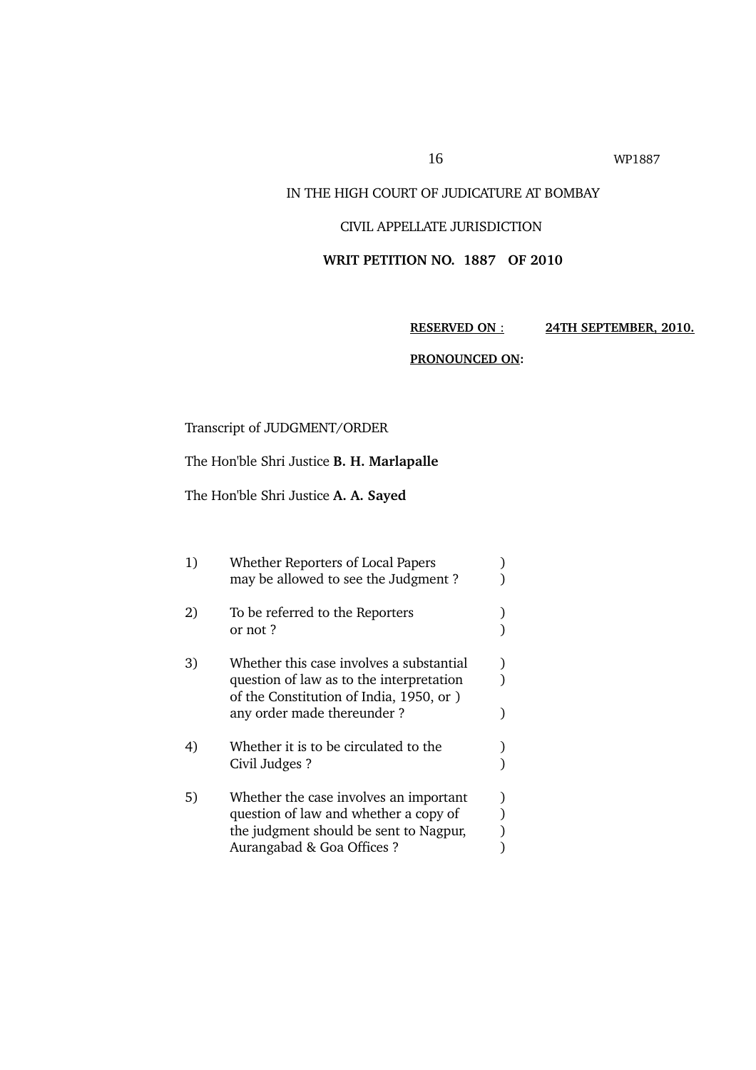IN THE HIGH COURT OF JUDICATURE AT BOMBAY

CIVIL APPELLATE JURISDICTION

**WRIT PETITION NO. 1887 OF 2010**

**RESERVED ON : 24TH SEPTEMBER, 2010.**

**PRONOUNCED ON:**

Transcript of JUDGMENT/ORDER

The Hon'ble Shri Justice **B. H. Marlapalle**

The Hon'ble Shri Justice **A. A. Sayed**

| | | |
|---|---|---|
| 1) | Whether Reporters of Local Papers may be allowed to see the Judgment ? | ) ) |
| 2) | To be referred to the Reporters or not ? | ) ) |
| 3) | Whether this case involves a substantial question of law as to the interpretation of the Constitution of India, 1950, or any order made thereunder ? | ) ) ) ) |
| 4) | Whether it is to be circulated to the Civil Judges ? | ) ) |
| 5) | Whether the case involves an important question of law and whether a copy of the judgment should be sent to Nagpur, Aurangabad & Goa Offices ? | ) ) ) ) |